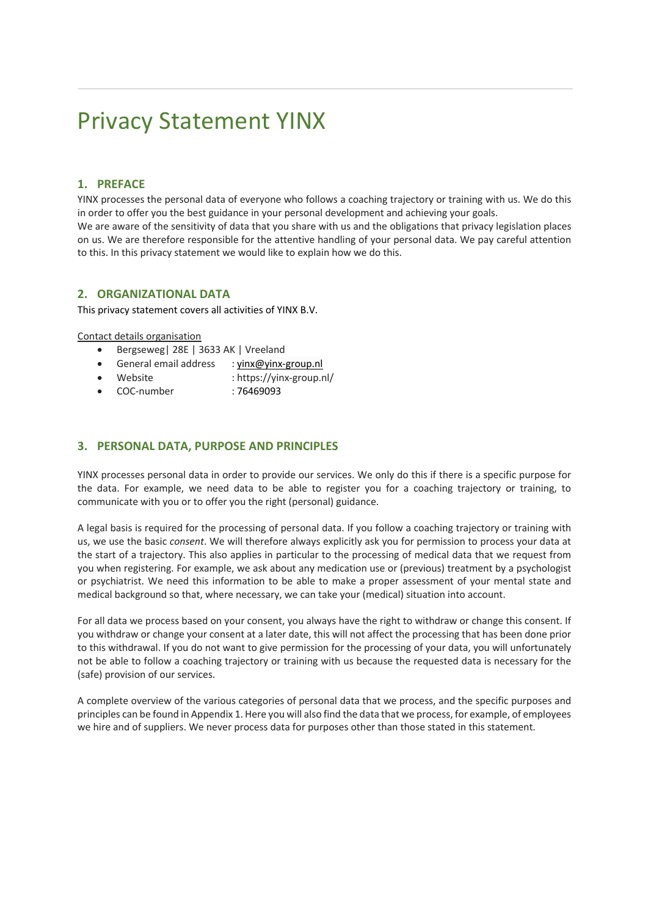# Privacy Statement YINX

## 1. PREFACE

YINX processes the personal data of everyone who follows a coaching trajectory or training with us. We do this in order to offer you the best guidance in your personal development and achieving your goals.
We are aware of the sensitivity of data that you share with us and the obligations that privacy legislation places on us. We are therefore responsible for the attentive handling of your personal data. We pay careful attention to this. In this privacy statement we would like to explain how we do this.

## 2. ORGANIZATIONAL DATA

This privacy statement covers all activities of YINX B.V.

Contact details organisation

- Bergseweg| 28E | 3633 AK | Vreeland
- General email address : yinx@yinx-group.nl
- Website : https://yinx-group.nl/
- COC-number : 76469093

## 3. PERSONAL DATA, PURPOSE AND PRINCIPLES

YINX processes personal data in order to provide our services. We only do this if there is a specific purpose for the data. For example, we need data to be able to register you for a coaching trajectory or training, to communicate with you or to offer you the right (personal) guidance.

A legal basis is required for the processing of personal data. If you follow a coaching trajectory or training with us, we use the basic *consent*. We will therefore always explicitly ask you for permission to process your data at the start of a trajectory. This also applies in particular to the processing of medical data that we request from you when registering. For example, we ask about any medication use or (previous) treatment by a psychologist or psychiatrist. We need this information to be able to make a proper assessment of your mental state and medical background so that, where necessary, we can take your (medical) situation into account.

For all data we process based on your consent, you always have the right to withdraw or change this consent. If you withdraw or change your consent at a later date, this will not affect the processing that has been done prior to this withdrawal. If you do not want to give permission for the processing of your data, you will unfortunately not be able to follow a coaching trajectory or training with us because the requested data is necessary for the (safe) provision of our services.

A complete overview of the various categories of personal data that we process, and the specific purposes and principles can be found in Appendix 1. Here you will also find the data that we process, for example, of employees we hire and of suppliers. We never process data for purposes other than those stated in this statement.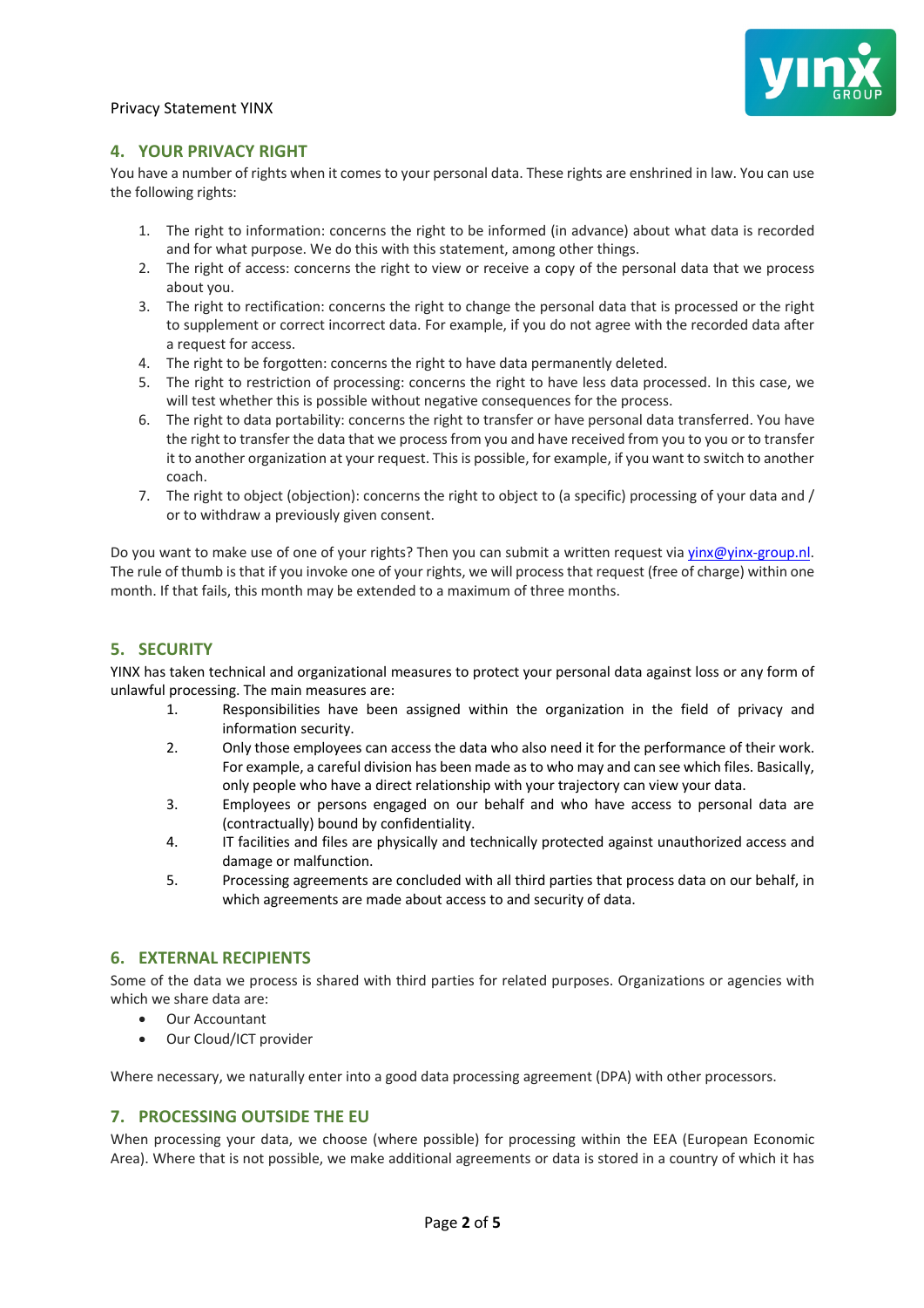## 4. YOUR PRIVACY RIGHT

You have a number of rights when it comes to your personal data. These rights are enshrined in law. You can use the following rights:

1. The right to information: concerns the right to be informed (in advance) about what data is recorded and for what purpose. We do this with this statement, among other things.
2. The right of access: concerns the right to view or receive a copy of the personal data that we process about you.
3. The right to rectification: concerns the right to change the personal data that is processed or the right to supplement or correct incorrect data. For example, if you do not agree with the recorded data after a request for access.
4. The right to be forgotten: concerns the right to have data permanently deleted.
5. The right to restriction of processing: concerns the right to have less data processed. In this case, we will test whether this is possible without negative consequences for the process.
6. The right to data portability: concerns the right to transfer or have personal data transferred. You have the right to transfer the data that we process from you and have received from you to you or to transfer it to another organization at your request. This is possible, for example, if you want to switch to another coach.
7. The right to object (objection): concerns the right to object to (a specific) processing of your data and / or to withdraw a previously given consent.

Do you want to make use of one of your rights? Then you can submit a written request via yinx@yinx-group.nl. The rule of thumb is that if you invoke one of your rights, we will process that request (free of charge) within one month. If that fails, this month may be extended to a maximum of three months.

## 5. SECURITY

YINX has taken technical and organizational measures to protect your personal data against loss or any form of unlawful processing. The main measures are:

1. Responsibilities have been assigned within the organization in the field of privacy and information security.
2. Only those employees can access the data who also need it for the performance of their work. For example, a careful division has been made as to who may and can see which files. Basically, only people who have a direct relationship with your trajectory can view your data.
3. Employees or persons engaged on our behalf and who have access to personal data are (contractually) bound by confidentiality.
4. IT facilities and files are physically and technically protected against unauthorized access and damage or malfunction.
5. Processing agreements are concluded with all third parties that process data on our behalf, in which agreements are made about access to and security of data.

## 6. EXTERNAL RECIPIENTS

Some of the data we process is shared with third parties for related purposes. Organizations or agencies with which we share data are:

- Our Accountant
- Our Cloud/ICT provider

Where necessary, we naturally enter into a good data processing agreement (DPA) with other processors.

## 7. PROCESSING OUTSIDE THE EU

When processing your data, we choose (where possible) for processing within the EEA (European Economic Area). Where that is not possible, we make additional agreements or data is stored in a country of which it has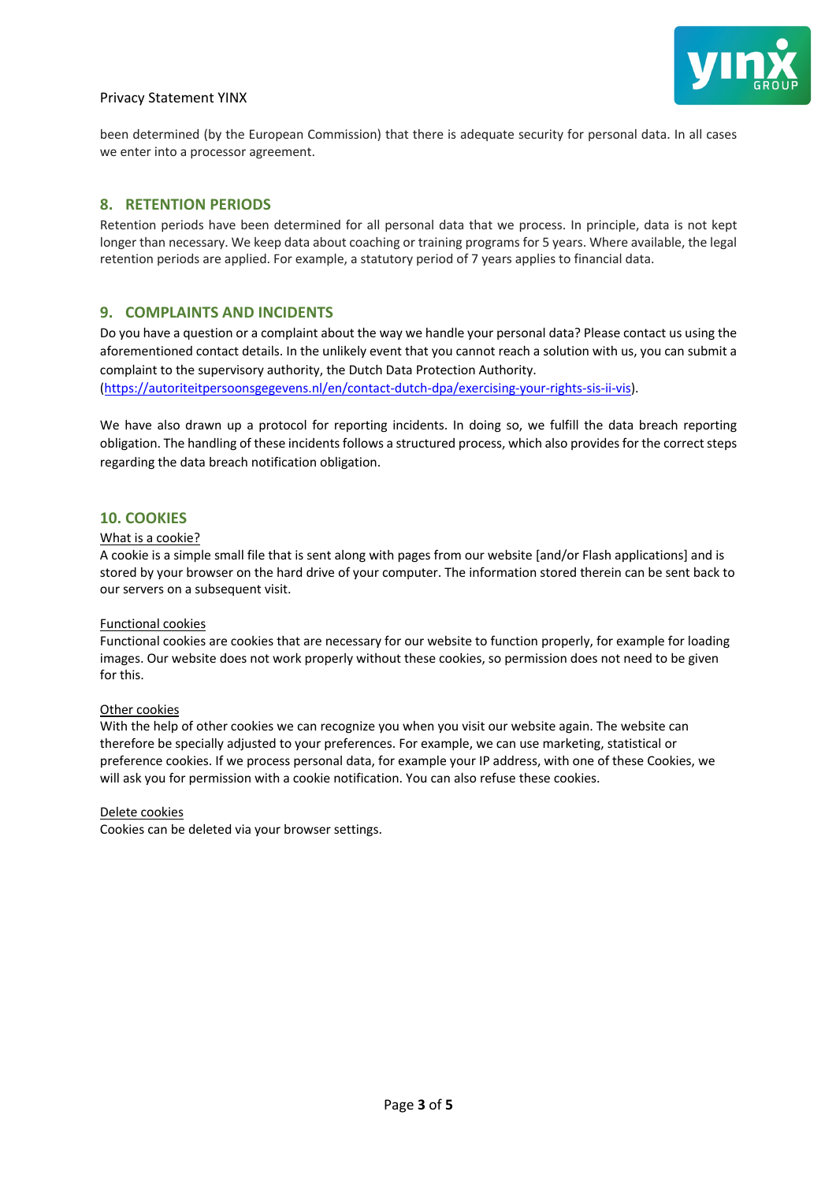been determined (by the European Commission) that there is adequate security for personal data. In all cases we enter into a processor agreement.

## 8. RETENTION PERIODS

Retention periods have been determined for all personal data that we process. In principle, data is not kept longer than necessary. We keep data about coaching or training programs for 5 years. Where available, the legal retention periods are applied. For example, a statutory period of 7 years applies to financial data.

## 9. COMPLAINTS AND INCIDENTS

Do you have a question or a complaint about the way we handle your personal data? Please contact us using the aforementioned contact details. In the unlikely event that you cannot reach a solution with us, you can submit a complaint to the supervisory authority, the Dutch Data Protection Authority. (https://autoriteitpersoonsgegevens.nl/en/contact-dutch-dpa/exercising-your-rights-sis-ii-vis).

We have also drawn up a protocol for reporting incidents. In doing so, we fulfill the data breach reporting obligation. The handling of these incidents follows a structured process, which also provides for the correct steps regarding the data breach notification obligation.

## 10. COOKIES

What is a cookie?

A cookie is a simple small file that is sent along with pages from our website [and/or Flash applications] and is stored by your browser on the hard drive of your computer. The information stored therein can be sent back to our servers on a subsequent visit.

Functional cookies

Functional cookies are cookies that are necessary for our website to function properly, for example for loading images. Our website does not work properly without these cookies, so permission does not need to be given for this.

Other cookies

With the help of other cookies we can recognize you when you visit our website again. The website can therefore be specially adjusted to your preferences. For example, we can use marketing, statistical or preference cookies. If we process personal data, for example your IP address, with one of these Cookies, we will ask you for permission with a cookie notification. You can also refuse these cookies.

Delete cookies

Cookies can be deleted via your browser settings.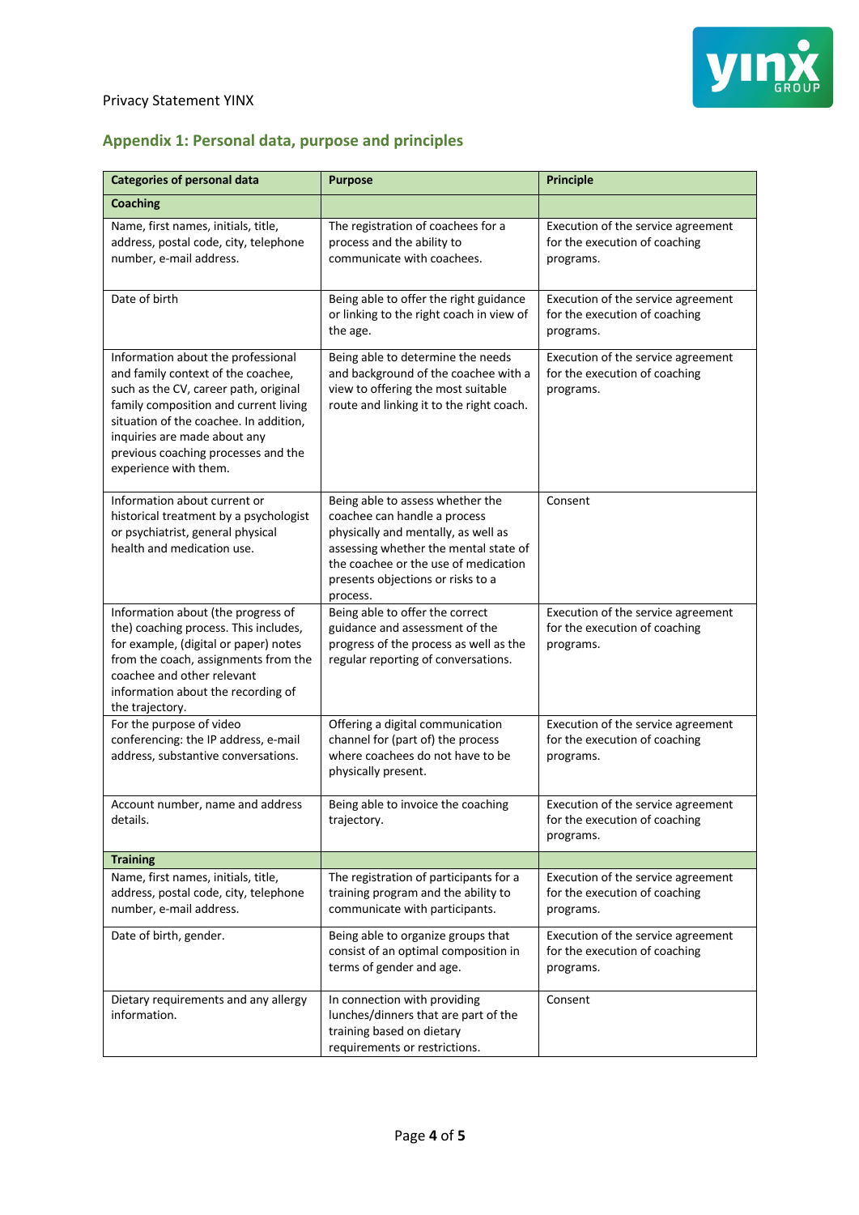## Appendix 1: Personal data, purpose and principles

| Categories of personal data | Purpose | Principle |
|---|---|---|
| **Coaching** | | |
| Name, first names, initials, title, address, postal code, city, telephone number, e-mail address. | The registration of coachees for a process and the ability to communicate with coachees. | Execution of the service agreement for the execution of coaching programs. |
| Date of birth | Being able to offer the right guidance or linking to the right coach in view of the age. | Execution of the service agreement for the execution of coaching programs. |
| Information about the professional and family context of the coachee, such as the CV, career path, original family composition and current living situation of the coachee. In addition, inquiries are made about any previous coaching processes and the experience with them. | Being able to determine the needs and background of the coachee with a view to offering the most suitable route and linking it to the right coach. | Execution of the service agreement for the execution of coaching programs. |
| Information about current or historical treatment by a psychologist or psychiatrist, general physical health and medication use. | Being able to assess whether the coachee can handle a process physically and mentally, as well as assessing whether the mental state of the coachee or the use of medication presents objections or risks to a process. | Consent |
| Information about (the progress of the) coaching process. This includes, for example, (digital or paper) notes from the coach, assignments from the coachee and other relevant information about the recording of the trajectory. | Being able to offer the correct guidance and assessment of the progress of the process as well as the regular reporting of conversations. | Execution of the service agreement for the execution of coaching programs. |
| For the purpose of video conferencing: the IP address, e-mail address, substantive conversations. | Offering a digital communication channel for (part of) the process where coachees do not have to be physically present. | Execution of the service agreement for the execution of coaching programs. |
| Account number, name and address details. | Being able to invoice the coaching trajectory. | Execution of the service agreement for the execution of coaching programs. |
| **Training** | | |
| Name, first names, initials, title, address, postal code, city, telephone number, e-mail address. | The registration of participants for a training program and the ability to communicate with participants. | Execution of the service agreement for the execution of coaching programs. |
| Date of birth, gender. | Being able to organize groups that consist of an optimal composition in terms of gender and age. | Execution of the service agreement for the execution of coaching programs. |
| Dietary requirements and any allergy information. | In connection with providing lunches/dinners that are part of the training based on dietary requirements or restrictions. | Consent |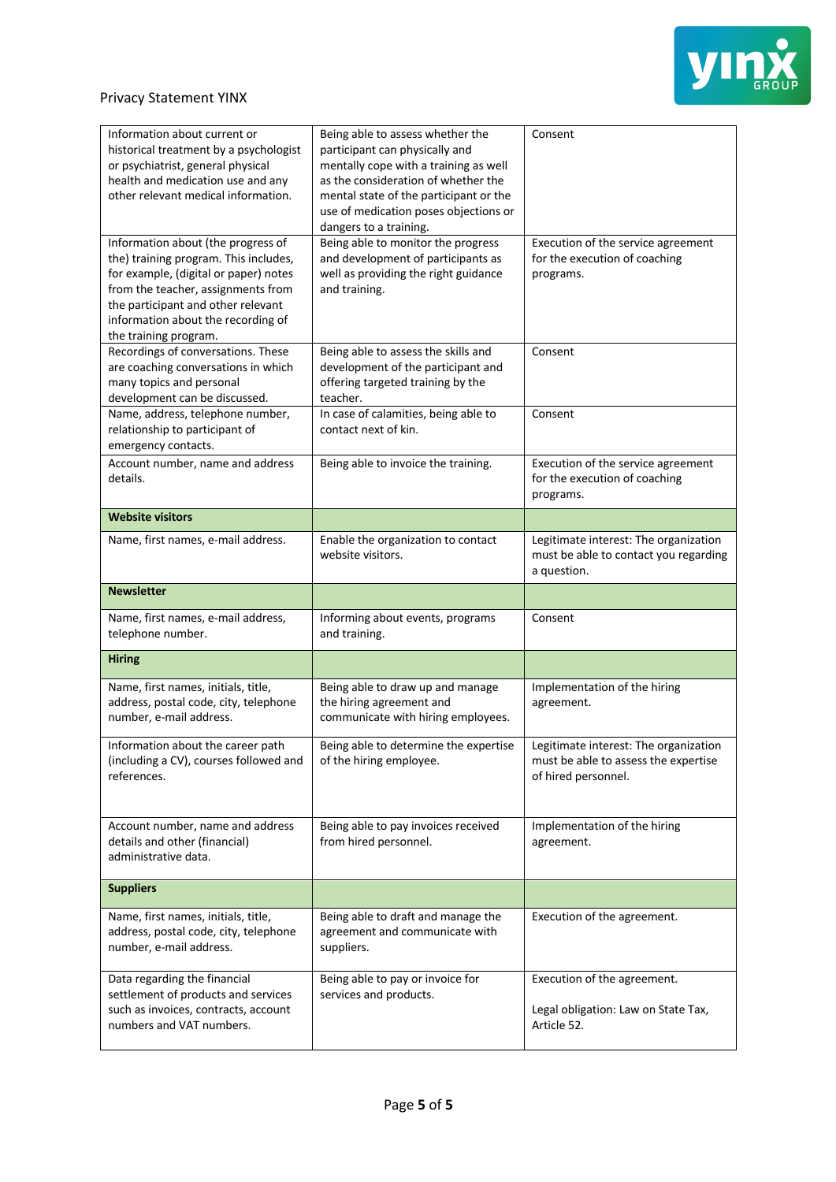| | | |
|---|---|---|
| Information about current or historical treatment by a psychologist or psychiatrist, general physical health and medication use and any other relevant medical information. | Being able to assess whether the participant can physically and mentally cope with a training as well as the consideration of whether the mental state of the participant or the use of medication poses objections or dangers to a training. | Consent |
| Information about (the progress of the) training program. This includes, for example, (digital or paper) notes from the teacher, assignments from the participant and other relevant information about the recording of the training program. | Being able to monitor the progress and development of participants as well as providing the right guidance and training. | Execution of the service agreement for the execution of coaching programs. |
| Recordings of conversations. These are coaching conversations in which many topics and personal development can be discussed. | Being able to assess the skills and development of the participant and offering targeted training by the teacher. | Consent |
| Name, address, telephone number, relationship to participant of emergency contacts. | In case of calamities, being able to contact next of kin. | Consent |
| Account number, name and address details. | Being able to invoice the training. | Execution of the service agreement for the execution of coaching programs. |
| **Website visitors** | | |
| Name, first names, e-mail address. | Enable the organization to contact website visitors. | Legitimate interest: The organization must be able to contact you regarding a question. |
| **Newsletter** | | |
| Name, first names, e-mail address, telephone number. | Informing about events, programs and training. | Consent |
| **Hiring** | | |
| Name, first names, initials, title, address, postal code, city, telephone number, e-mail address. | Being able to draw up and manage the hiring agreement and communicate with hiring employees. | Implementation of the hiring agreement. |
| Information about the career path (including a CV), courses followed and references. | Being able to determine the expertise of the hiring employee. | Legitimate interest: The organization must be able to assess the expertise of hired personnel. |
| Account number, name and address details and other (financial) administrative data. | Being able to pay invoices received from hired personnel. | Implementation of the hiring agreement. |
| **Suppliers** | | |
| Name, first names, initials, title, address, postal code, city, telephone number, e-mail address. | Being able to draft and manage the agreement and communicate with suppliers. | Execution of the agreement. |
| Data regarding the financial settlement of products and services such as invoices, contracts, account numbers and VAT numbers. | Being able to pay or invoice for services and products. | Execution of the agreement.<br><br>Legal obligation: Law on State Tax, Article 52. |